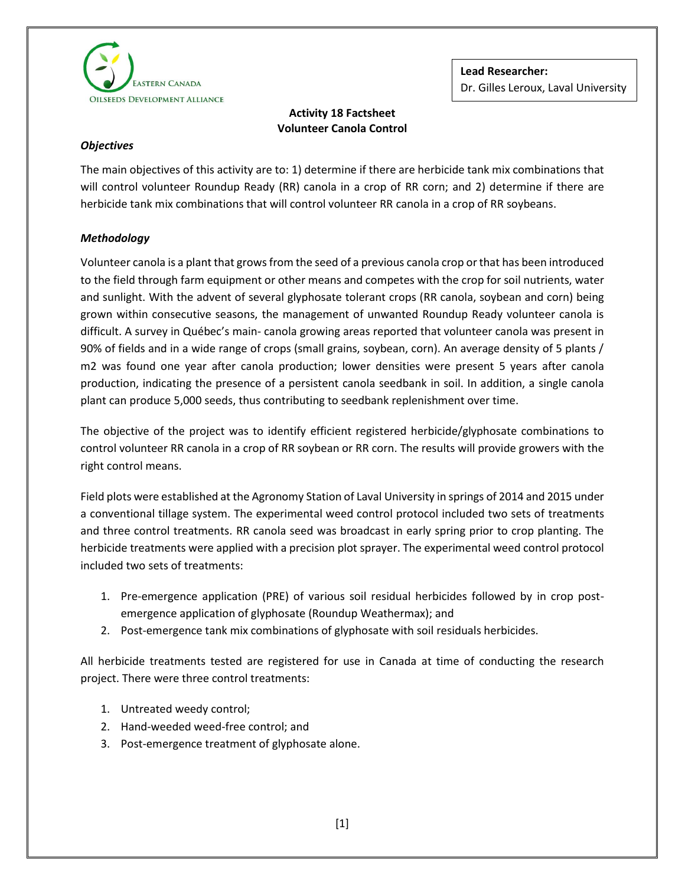Eastern Canada Oilseeds Development Alliance

**Lead Researcher:**
Dr. Gilles Leroux, Laval University

# Activity 18 Factsheet
## Volunteer Canola Control

### *Objectives*

The main objectives of this activity are to: 1) determine if there are herbicide tank mix combinations that will control volunteer Roundup Ready (RR) canola in a crop of RR corn; and 2) determine if there are herbicide tank mix combinations that will control volunteer RR canola in a crop of RR soybeans.

### *Methodology*

Volunteer canola is a plant that grows from the seed of a previous canola crop or that has been introduced to the field through farm equipment or other means and competes with the crop for soil nutrients, water and sunlight. With the advent of several glyphosate tolerant crops (RR canola, soybean and corn) being grown within consecutive seasons, the management of unwanted Roundup Ready volunteer canola is difficult. A survey in Québec's main- canola growing areas reported that volunteer canola was present in 90% of fields and in a wide range of crops (small grains, soybean, corn). An average density of 5 plants / m2 was found one year after canola production; lower densities were present 5 years after canola production, indicating the presence of a persistent canola seedbank in soil. In addition, a single canola plant can produce 5,000 seeds, thus contributing to seedbank replenishment over time.

The objective of the project was to identify efficient registered herbicide/glyphosate combinations to control volunteer RR canola in a crop of RR soybean or RR corn. The results will provide growers with the right control means.

Field plots were established at the Agronomy Station of Laval University in springs of 2014 and 2015 under a conventional tillage system. The experimental weed control protocol included two sets of treatments and three control treatments. RR canola seed was broadcast in early spring prior to crop planting. The herbicide treatments were applied with a precision plot sprayer. The experimental weed control protocol included two sets of treatments:

1. Pre-emergence application (PRE) of various soil residual herbicides followed by in crop post-emergence application of glyphosate (Roundup Weathermax); and
2. Post-emergence tank mix combinations of glyphosate with soil residuals herbicides.

All herbicide treatments tested are registered for use in Canada at time of conducting the research project. There were three control treatments:

1. Untreated weedy control;
2. Hand-weeded weed-free control; and
3. Post-emergence treatment of glyphosate alone.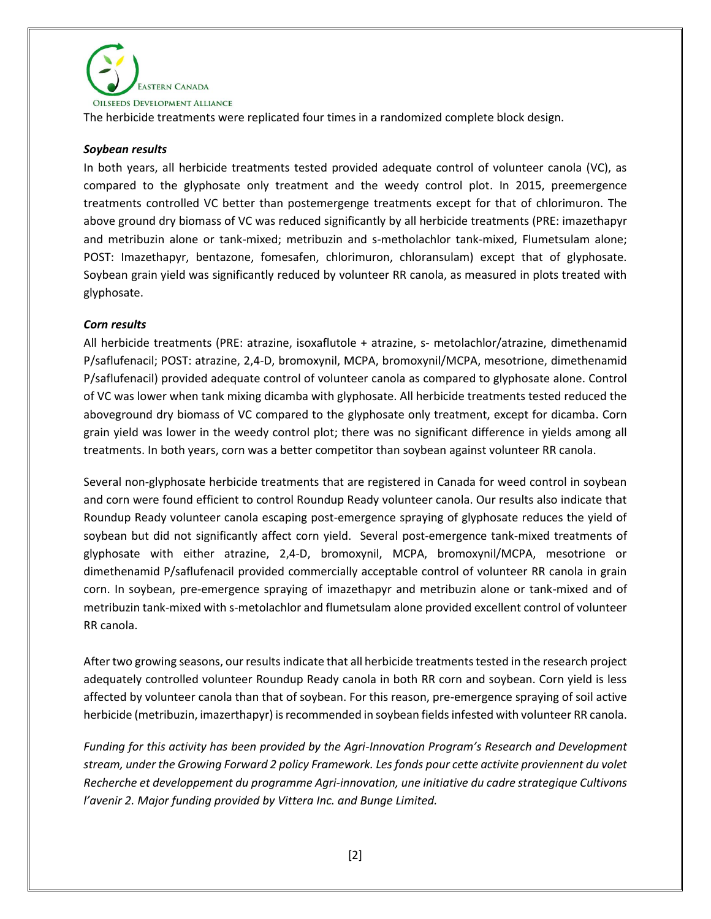The herbicide treatments were replicated four times in a randomized complete block design.

***Soybean results***

In both years, all herbicide treatments tested provided adequate control of volunteer canola (VC), as compared to the glyphosate only treatment and the weedy control plot. In 2015, preemergence treatments controlled VC better than postemergenge treatments except for that of chlorimuron. The above ground dry biomass of VC was reduced significantly by all herbicide treatments (PRE: imazethapyr and metribuzin alone or tank-mixed; metribuzin and s-metholachlor tank-mixed, Flumetsulam alone; POST: Imazethapyr, bentazone, fomesafen, chlorimuron, chloransulam) except that of glyphosate. Soybean grain yield was significantly reduced by volunteer RR canola, as measured in plots treated with glyphosate.

***Corn results***

All herbicide treatments (PRE: atrazine, isoxaflutole + atrazine, s- metolachlor/atrazine, dimethenamid P/saflufenacil; POST: atrazine, 2,4-D, bromoxynil, MCPA, bromoxynil/MCPA, mesotrione, dimethenamid P/saflufenacil) provided adequate control of volunteer canola as compared to glyphosate alone. Control of VC was lower when tank mixing dicamba with glyphosate. All herbicide treatments tested reduced the aboveground dry biomass of VC compared to the glyphosate only treatment, except for dicamba. Corn grain yield was lower in the weedy control plot; there was no significant difference in yields among all treatments. In both years, corn was a better competitor than soybean against volunteer RR canola.

Several non-glyphosate herbicide treatments that are registered in Canada for weed control in soybean and corn were found efficient to control Roundup Ready volunteer canola. Our results also indicate that Roundup Ready volunteer canola escaping post-emergence spraying of glyphosate reduces the yield of soybean but did not significantly affect corn yield. Several post-emergence tank-mixed treatments of glyphosate with either atrazine, 2,4-D, bromoxynil, MCPA, bromoxynil/MCPA, mesotrione or dimethenamid P/saflufenacil provided commercially acceptable control of volunteer RR canola in grain corn. In soybean, pre-emergence spraying of imazethapyr and metribuzin alone or tank-mixed and of metribuzin tank-mixed with s-metolachlor and flumetsulam alone provided excellent control of volunteer RR canola.

After two growing seasons, our results indicate that all herbicide treatments tested in the research project adequately controlled volunteer Roundup Ready canola in both RR corn and soybean. Corn yield is less affected by volunteer canola than that of soybean. For this reason, pre-emergence spraying of soil active herbicide (metribuzin, imazerthapyr) is recommended in soybean fields infested with volunteer RR canola.

*Funding for this activity has been provided by the Agri-Innovation Program's Research and Development stream, under the Growing Forward 2 policy Framework. Les fonds pour cette activite proviennent du volet Recherche et developpement du programme Agri-innovation, une initiative du cadre strategique Cultivons l'avenir 2. Major funding provided by Vittera Inc. and Bunge Limited.*